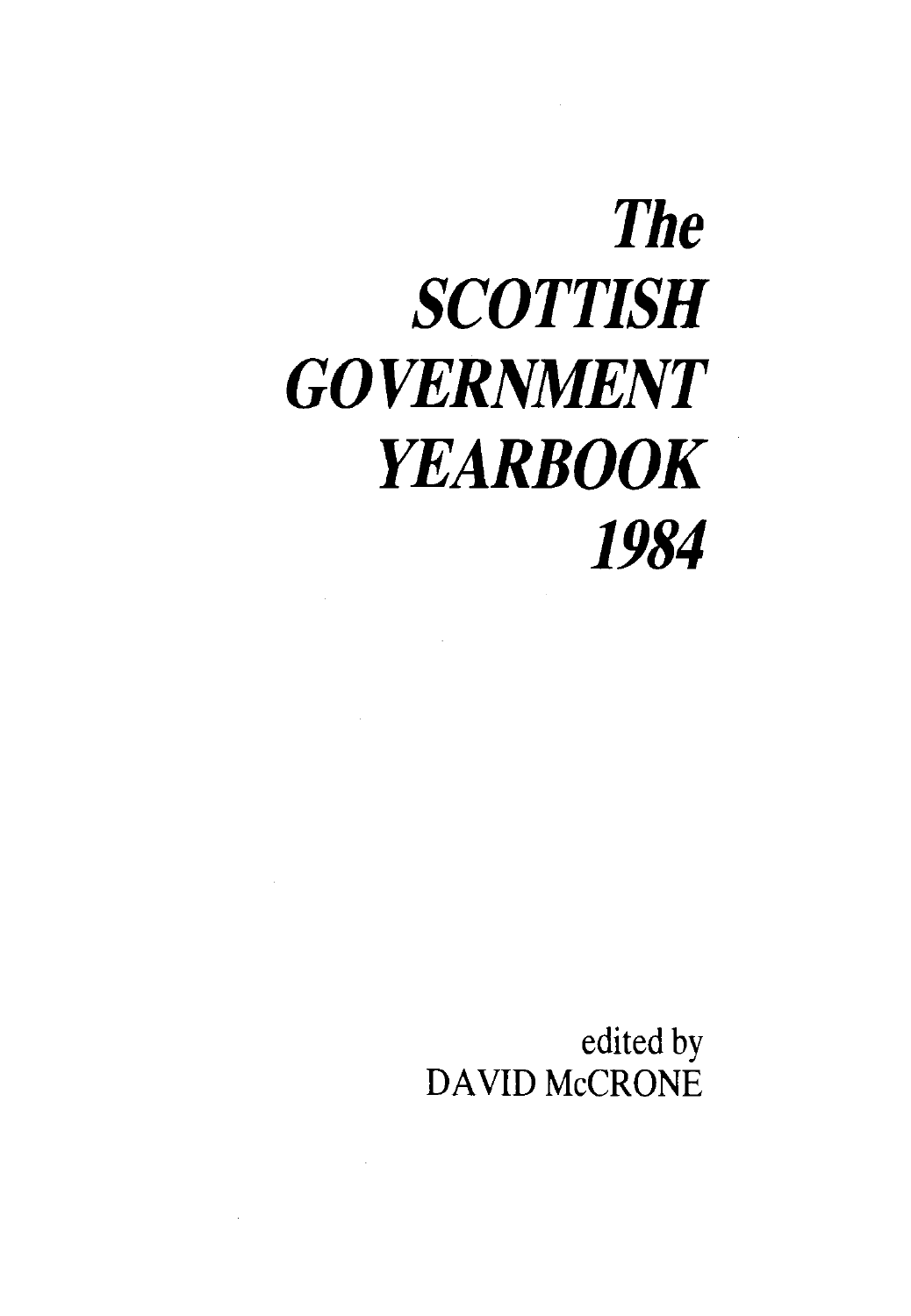# *The SCOTTISH GOVERNMENT YEARBOOK 1984*

edited by
DAVID McCRONE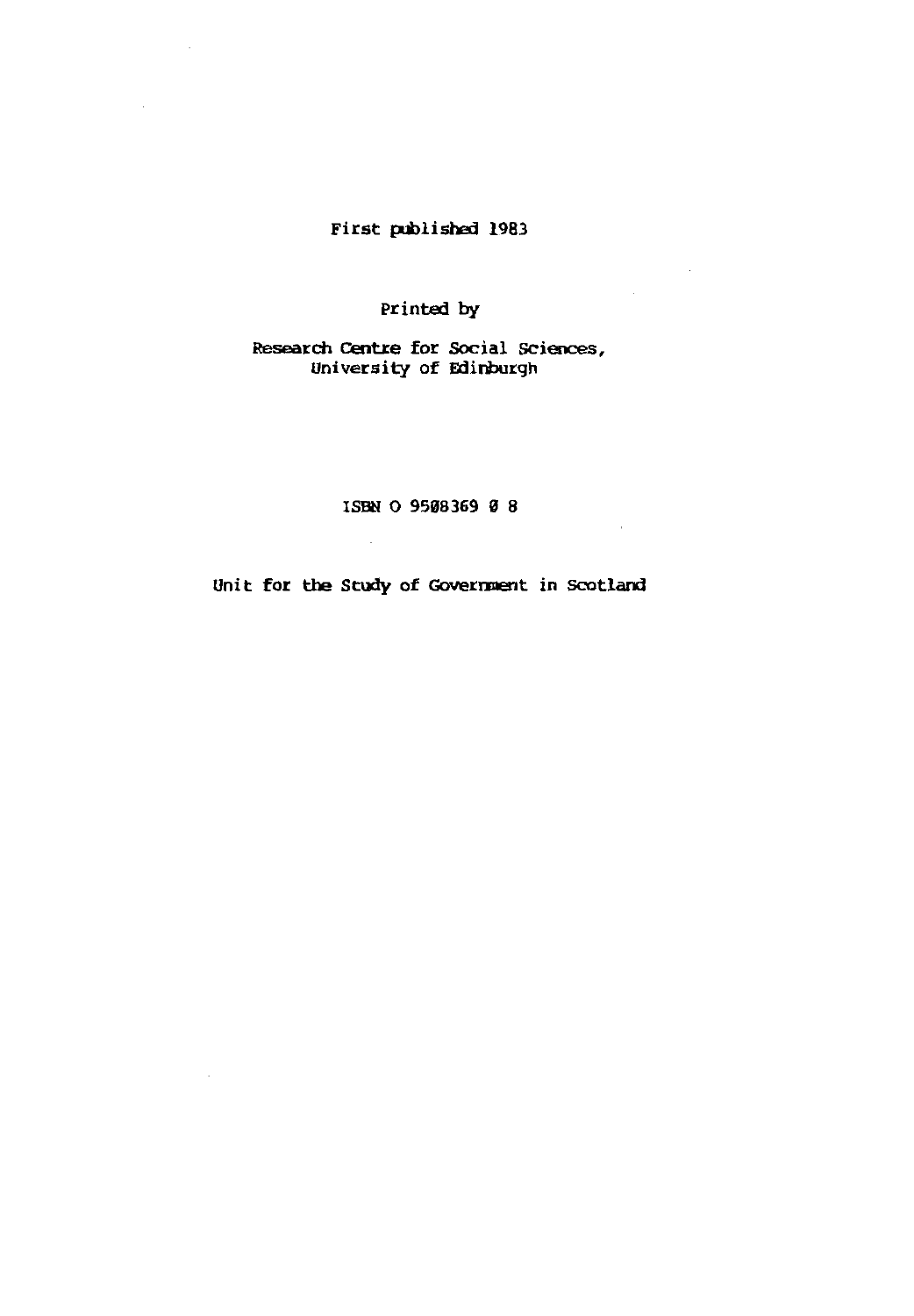First published 1983

Printed by

Research Centre for Social Sciences,
University of Edinburgh

ISBN 0 9508369 0 8

Unit for the Study of Government in Scotland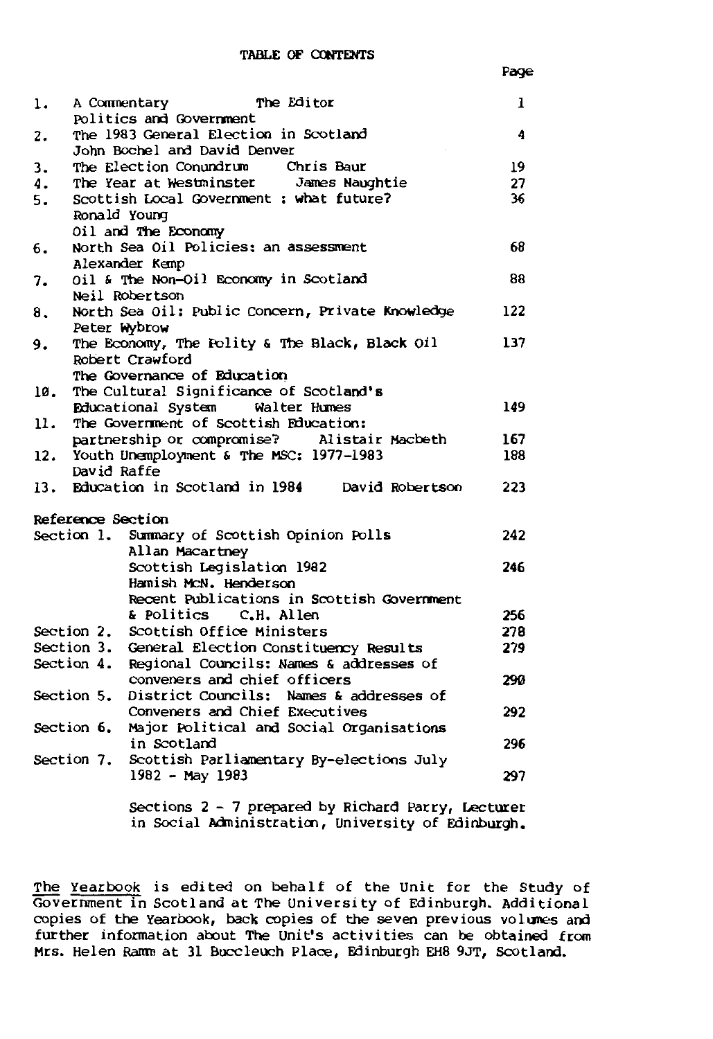## TABLE OF CONTENTS

| | | Page |
|---|---|---|
| 1. | A Commentary — The Editor | 1 |
| | **Politics and Government** | |
| 2. | The 1983 General Election in Scotland — John Bochel and David Denver | 4 |
| 3. | The Election Conundrum — Chris Baur | 19 |
| 4. | The Year at Westminster — James Naughtie | 27 |
| 5. | Scottish Local Government : what future? — Ronald Young | 36 |
| | **Oil and The Economy** | |
| 6. | North Sea Oil Policies: an assessment — Alexander Kemp | 68 |
| 7. | Oil & The Non-Oil Economy in Scotland — Neil Robertson | 88 |
| 8. | North Sea Oil: Public Concern, Private Knowledge — Peter Wybrow | 122 |
| 9. | The Economy, The Polity & The Black, Black Oil — Robert Crawford | 137 |
| | **The Governance of Education** | |
| 10. | The Cultural Significance of Scotland's Educational System — Walter Humes | 149 |
| 11. | The Government of Scottish Education: partnership or compromise? — Alistair Macbeth | 167 |
| 12. | Youth Unemployment & The MSC: 1977-1983 — David Raffe | 188 |
| 13. | Education in Scotland in 1984 — David Robertson | 223 |

### Reference Section

| | | |
|---|---|---|
| Section 1. | Summary of Scottish Opinion Polls — Allan Macartney | 242 |
| | Scottish Legislation 1982 — Hamish McN. Henderson | 246 |
| | Recent Publications in Scottish Government & Politics — C.H. Allen | 256 |
| Section 2. | Scottish Office Ministers | 278 |
| Section 3. | General Election Constituency Results | 279 |
| Section 4. | Regional Councils: Names & addresses of conveners and chief officers | 290 |
| Section 5. | District Councils: Names & addresses of Conveners and Chief Executives | 292 |
| Section 6. | Major Political and Social Organisations in Scotland | 296 |
| Section 7. | Scottish Parliamentary By-elections July 1982 - May 1983 | 297 |

Sections 2 - 7 prepared by Richard Parry, Lecturer in Social Administration, University of Edinburgh.

The Yearbook is edited on behalf of the Unit for the Study of Government in Scotland at The University of Edinburgh. Additional copies of the Yearbook, back copies of the seven previous volumes and further information about The Unit's activities can be obtained from Mrs. Helen Ramm at 31 Buccleuch Place, Edinburgh EH8 9JT, Scotland.